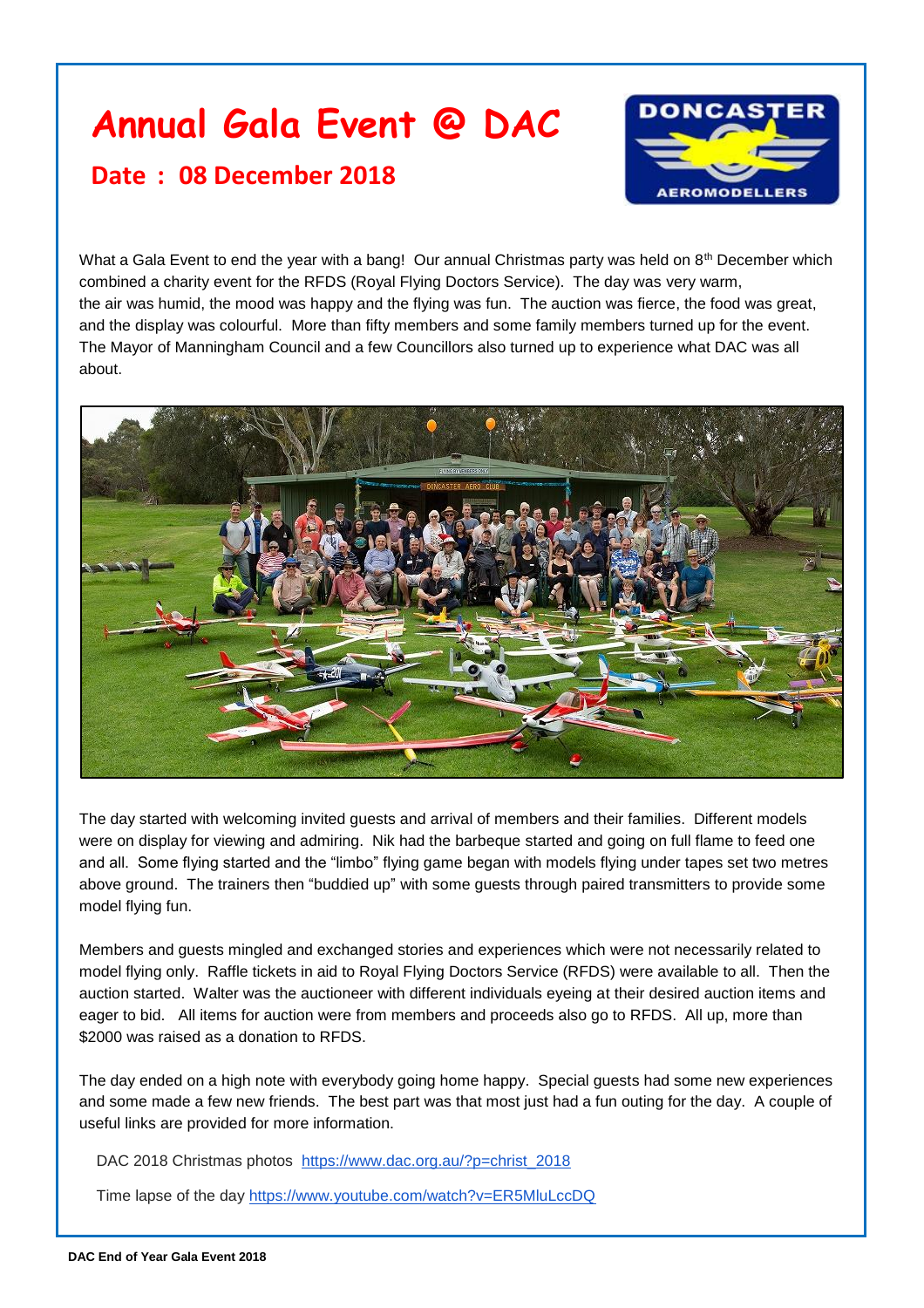# Annual Gala Event @ DAC

## Date : 08 December 2018

What a Gala Event to end the year with a bang! Our annual Christmas party was held on 8th December which combined a charity event for the RFDS (Royal Flying Doctors Service). The day was very warm, the air was humid, the mood was happy and the flying was fun. The auction was fierce, the food was great, and the display was colourful. More than fifty members and some family members turned up for the event. The Mayor of Manningham Council and a few Councillors also turned up to experience what DAC was all about.

The day started with welcoming invited guests and arrival of members and their families. Different models were on display for viewing and admiring. Nik had the barbeque started and going on full flame to feed one and all. Some flying started and the "limbo" flying game began with models flying under tapes set two metres above ground. The trainers then "buddied up" with some guests through paired transmitters to provide some model flying fun.

Members and guests mingled and exchanged stories and experiences which were not necessarily related to model flying only. Raffle tickets in aid to Royal Flying Doctors Service (RFDS) were available to all. Then the auction started. Walter was the auctioneer with different individuals eyeing at their desired auction items and eager to bid. All items for auction were from members and proceeds also go to RFDS. All up, more than $2000 was raised as a donation to RFDS.

The day ended on a high note with everybody going home happy. Special guests had some new experiences and some made a few new friends. The best part was that most just had a fun outing for the day. A couple of useful links are provided for more information.

DAC 2018 Christmas photos https://www.dac.org.au/?p=christ_2018

Time lapse of the day https://www.youtube.com/watch?v=ER5MluLccDQ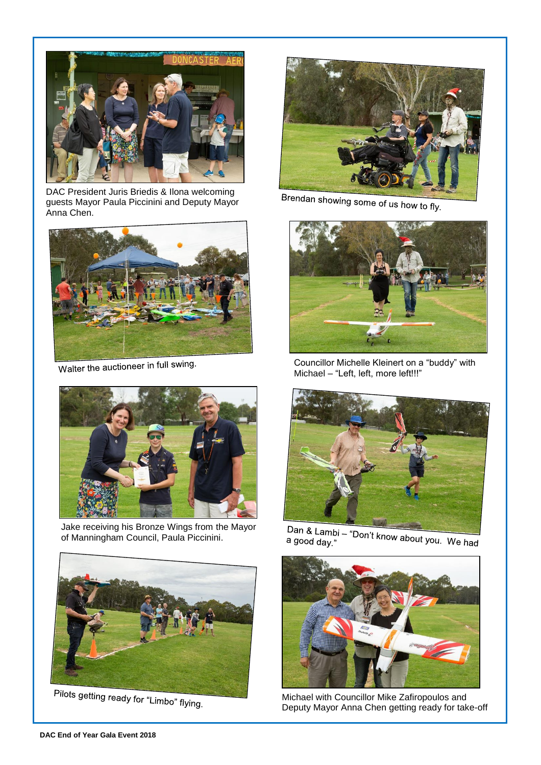DAC President Juris Briedis & Ilona welcoming guests Mayor Paula Piccinini and Deputy Mayor Anna Chen.

Brendan showing some of us how to fly.

Walter the auctioneer in full swing.

Councillor Michelle Kleinert on a “buddy” with Michael – “Left, left, more left!!!”

Jake receiving his Bronze Wings from the Mayor of Manningham Council, Paula Piccinini.

Dan & Lambi – “Don't know about you. We had a good day.”

Pilots getting ready for “Limbo” flying.

Michael with Councillor Mike Zafiropoulos and Deputy Mayor Anna Chen getting ready for take-off

DAC End of Year Gala Event 2018